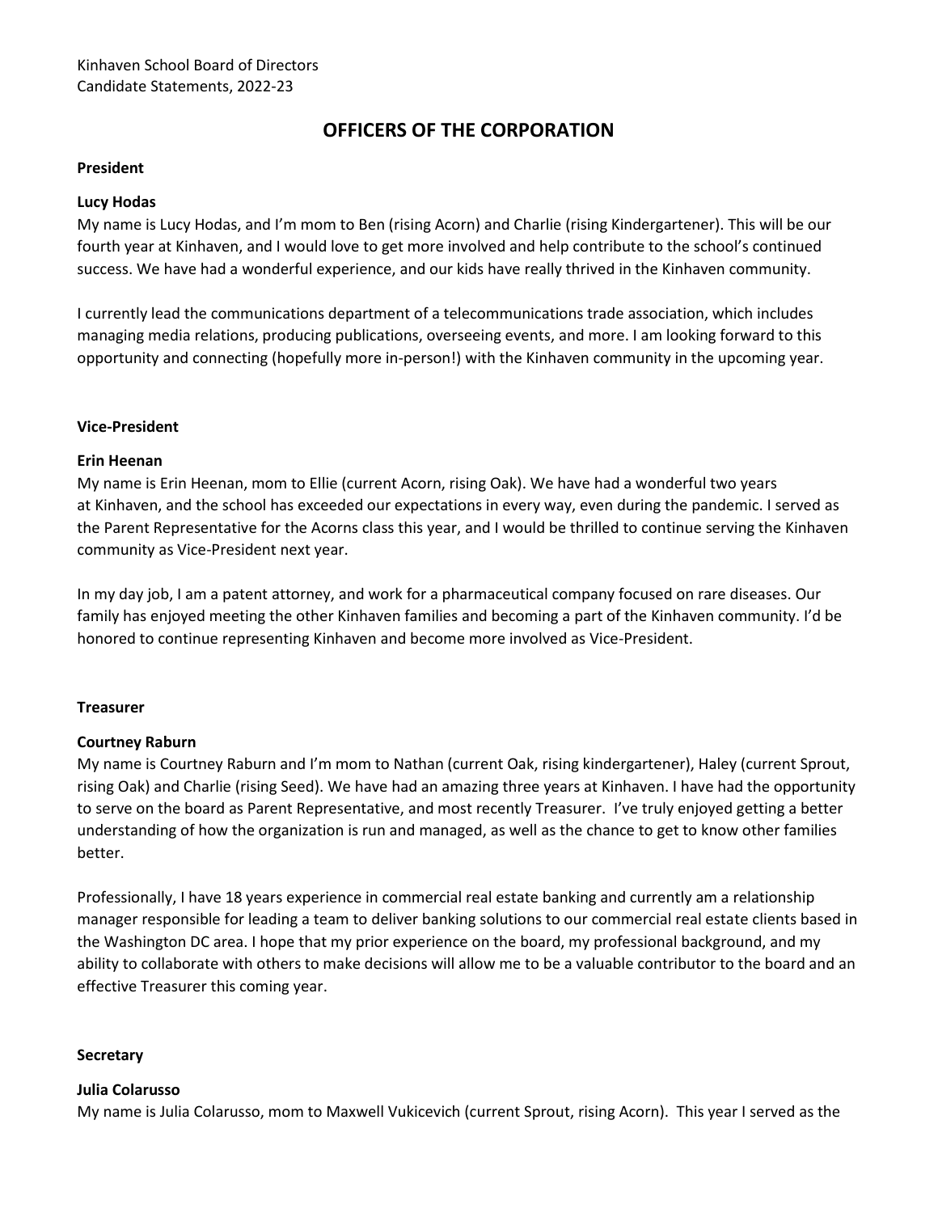Kinhaven School Board of Directors
Candidate Statements, 2022-23

# OFFICERS OF THE CORPORATION

## President

### Lucy Hodas

My name is Lucy Hodas, and I'm mom to Ben (rising Acorn) and Charlie (rising Kindergartener). This will be our fourth year at Kinhaven, and I would love to get more involved and help contribute to the school's continued success. We have had a wonderful experience, and our kids have really thrived in the Kinhaven community.

I currently lead the communications department of a telecommunications trade association, which includes managing media relations, producing publications, overseeing events, and more. I am looking forward to this opportunity and connecting (hopefully more in-person!) with the Kinhaven community in the upcoming year.

## Vice-President

### Erin Heenan

My name is Erin Heenan, mom to Ellie (current Acorn, rising Oak). We have had a wonderful two years at Kinhaven, and the school has exceeded our expectations in every way, even during the pandemic. I served as the Parent Representative for the Acorns class this year, and I would be thrilled to continue serving the Kinhaven community as Vice-President next year.

In my day job, I am a patent attorney, and work for a pharmaceutical company focused on rare diseases. Our family has enjoyed meeting the other Kinhaven families and becoming a part of the Kinhaven community. I'd be honored to continue representing Kinhaven and become more involved as Vice-President.

## Treasurer

### Courtney Raburn

My name is Courtney Raburn and I'm mom to Nathan (current Oak, rising kindergartener), Haley (current Sprout, rising Oak) and Charlie (rising Seed). We have had an amazing three years at Kinhaven. I have had the opportunity to serve on the board as Parent Representative, and most recently Treasurer. I've truly enjoyed getting a better understanding of how the organization is run and managed, as well as the chance to get to know other families better.

Professionally, I have 18 years experience in commercial real estate banking and currently am a relationship manager responsible for leading a team to deliver banking solutions to our commercial real estate clients based in the Washington DC area. I hope that my prior experience on the board, my professional background, and my ability to collaborate with others to make decisions will allow me to be a valuable contributor to the board and an effective Treasurer this coming year.

## Secretary

### Julia Colarusso

My name is Julia Colarusso, mom to Maxwell Vukicevich (current Sprout, rising Acorn). This year I served as the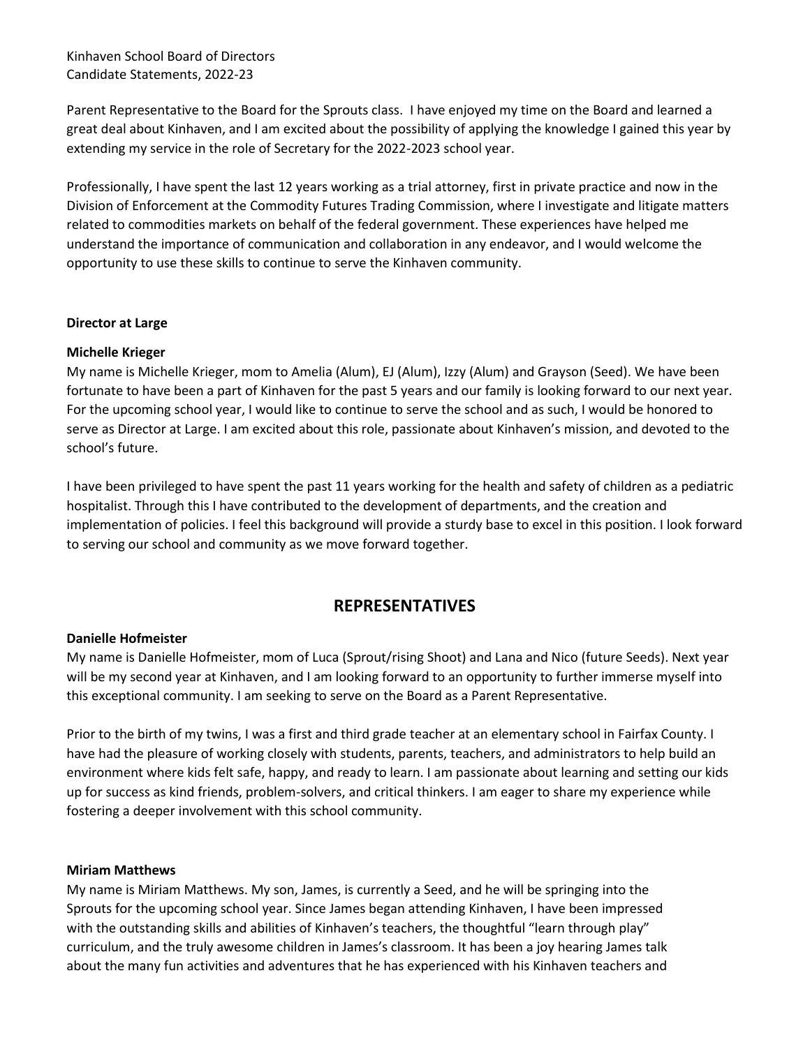Kinhaven School Board of Directors
Candidate Statements, 2022-23

Parent Representative to the Board for the Sprouts class. I have enjoyed my time on the Board and learned a great deal about Kinhaven, and I am excited about the possibility of applying the knowledge I gained this year by extending my service in the role of Secretary for the 2022-2023 school year.

Professionally, I have spent the last 12 years working as a trial attorney, first in private practice and now in the Division of Enforcement at the Commodity Futures Trading Commission, where I investigate and litigate matters related to commodities markets on behalf of the federal government. These experiences have helped me understand the importance of communication and collaboration in any endeavor, and I would welcome the opportunity to use these skills to continue to serve the Kinhaven community.

**Director at Large**

**Michelle Krieger**

My name is Michelle Krieger, mom to Amelia (Alum), EJ (Alum), Izzy (Alum) and Grayson (Seed). We have been fortunate to have been a part of Kinhaven for the past 5 years and our family is looking forward to our next year. For the upcoming school year, I would like to continue to serve the school and as such, I would be honored to serve as Director at Large. I am excited about this role, passionate about Kinhaven's mission, and devoted to the school's future.

I have been privileged to have spent the past 11 years working for the health and safety of children as a pediatric hospitalist. Through this I have contributed to the development of departments, and the creation and implementation of policies. I feel this background will provide a sturdy base to excel in this position. I look forward to serving our school and community as we move forward together.

## REPRESENTATIVES

**Danielle Hofmeister**

My name is Danielle Hofmeister, mom of Luca (Sprout/rising Shoot) and Lana and Nico (future Seeds). Next year will be my second year at Kinhaven, and I am looking forward to an opportunity to further immerse myself into this exceptional community. I am seeking to serve on the Board as a Parent Representative.

Prior to the birth of my twins, I was a first and third grade teacher at an elementary school in Fairfax County. I have had the pleasure of working closely with students, parents, teachers, and administrators to help build an environment where kids felt safe, happy, and ready to learn. I am passionate about learning and setting our kids up for success as kind friends, problem-solvers, and critical thinkers. I am eager to share my experience while fostering a deeper involvement with this school community.

**Miriam Matthews**

My name is Miriam Matthews. My son, James, is currently a Seed, and he will be springing into the Sprouts for the upcoming school year. Since James began attending Kinhaven, I have been impressed with the outstanding skills and abilities of Kinhaven's teachers, the thoughtful "learn through play" curriculum, and the truly awesome children in James's classroom. It has been a joy hearing James talk about the many fun activities and adventures that he has experienced with his Kinhaven teachers and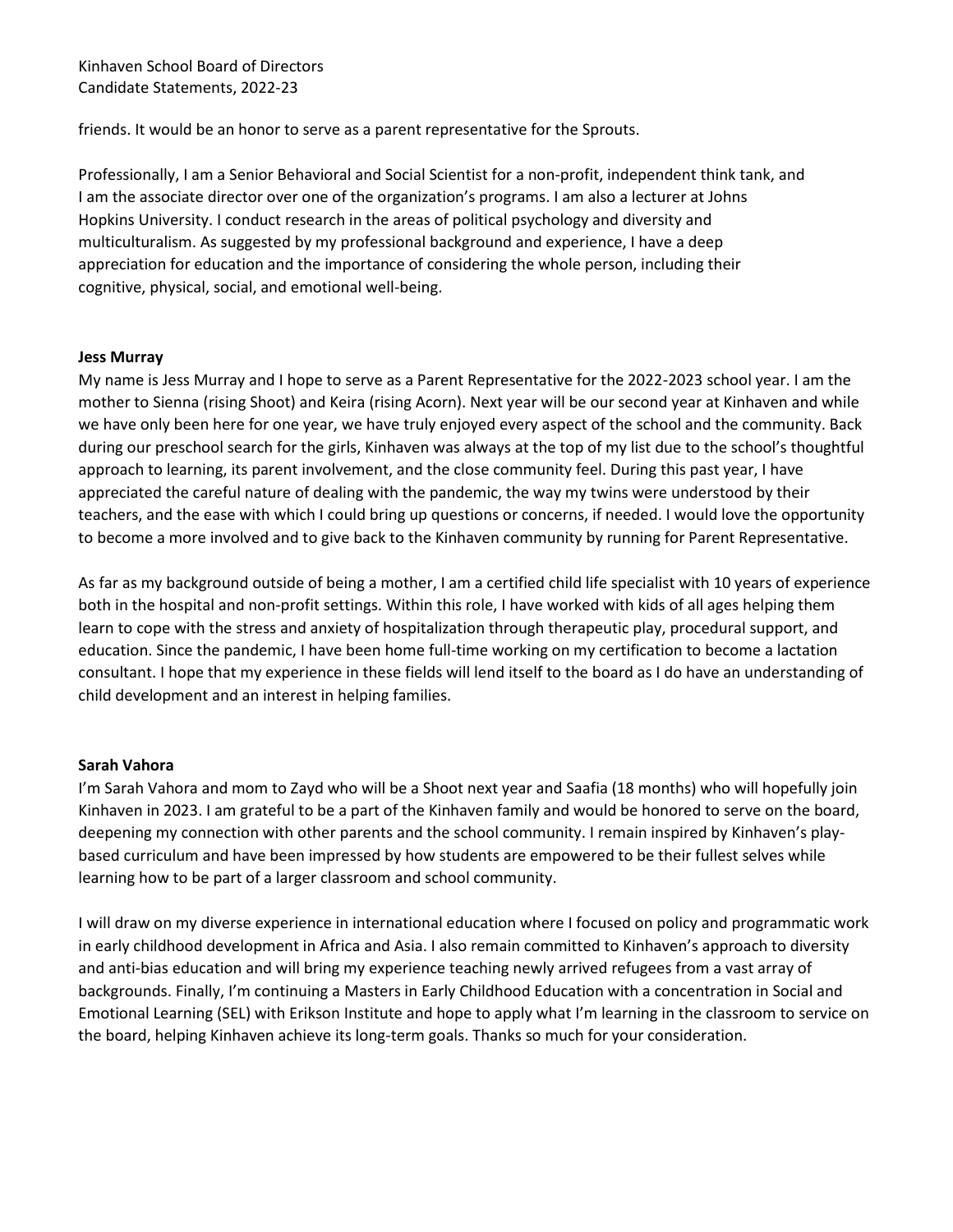friends. It would be an honor to serve as a parent representative for the Sprouts.

Professionally, I am a Senior Behavioral and Social Scientist for a non-profit, independent think tank, and I am the associate director over one of the organization's programs. I am also a lecturer at Johns Hopkins University. I conduct research in the areas of political psychology and diversity and multiculturalism. As suggested by my professional background and experience, I have a deep appreciation for education and the importance of considering the whole person, including their cognitive, physical, social, and emotional well-being.

**Jess Murray**

My name is Jess Murray and I hope to serve as a Parent Representative for the 2022-2023 school year. I am the mother to Sienna (rising Shoot) and Keira (rising Acorn). Next year will be our second year at Kinhaven and while we have only been here for one year, we have truly enjoyed every aspect of the school and the community. Back during our preschool search for the girls, Kinhaven was always at the top of my list due to the school's thoughtful approach to learning, its parent involvement, and the close community feel. During this past year, I have appreciated the careful nature of dealing with the pandemic, the way my twins were understood by their teachers, and the ease with which I could bring up questions or concerns, if needed. I would love the opportunity to become a more involved and to give back to the Kinhaven community by running for Parent Representative.

As far as my background outside of being a mother, I am a certified child life specialist with 10 years of experience both in the hospital and non-profit settings. Within this role, I have worked with kids of all ages helping them learn to cope with the stress and anxiety of hospitalization through therapeutic play, procedural support, and education. Since the pandemic, I have been home full-time working on my certification to become a lactation consultant. I hope that my experience in these fields will lend itself to the board as I do have an understanding of child development and an interest in helping families.

**Sarah Vahora**

I'm Sarah Vahora and mom to Zayd who will be a Shoot next year and Saafia (18 months) who will hopefully join Kinhaven in 2023. I am grateful to be a part of the Kinhaven family and would be honored to serve on the board, deepening my connection with other parents and the school community. I remain inspired by Kinhaven's play-based curriculum and have been impressed by how students are empowered to be their fullest selves while learning how to be part of a larger classroom and school community.

I will draw on my diverse experience in international education where I focused on policy and programmatic work in early childhood development in Africa and Asia. I also remain committed to Kinhaven's approach to diversity and anti-bias education and will bring my experience teaching newly arrived refugees from a vast array of backgrounds. Finally, I'm continuing a Masters in Early Childhood Education with a concentration in Social and Emotional Learning (SEL) with Erikson Institute and hope to apply what I'm learning in the classroom to service on the board, helping Kinhaven achieve its long-term goals. Thanks so much for your consideration.